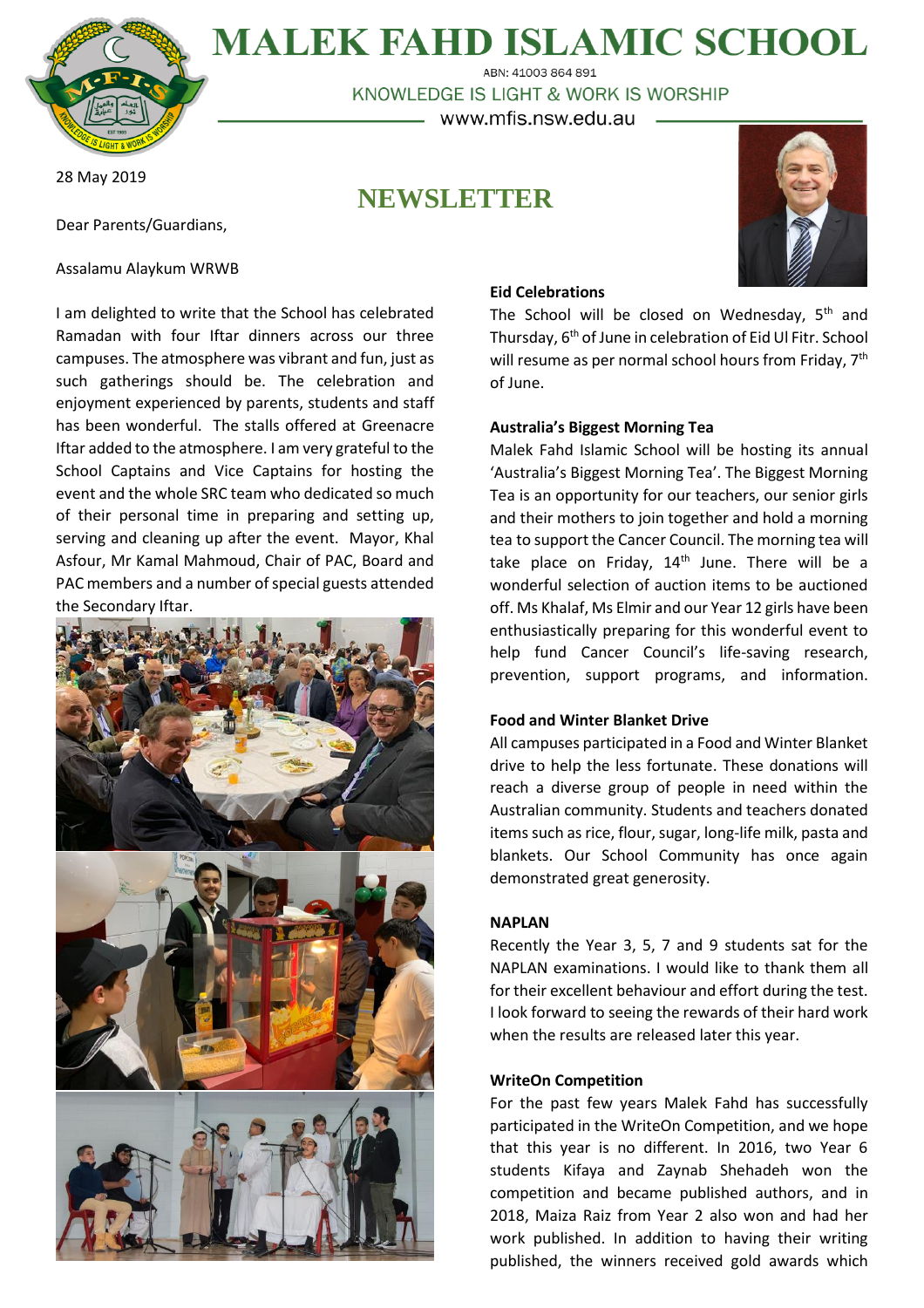# MALEK FAHD ISLAMIC SCHOOL

ABN: 41003 864 891

KNOWLEDGE IS LIGHT & WORK IS WORSHIP

www.mfis.nsw.edu.au

28 May 2019

## NEWSLETTER

Dear Parents/Guardians,

Assalamu Alaykum WRWB

I am delighted to write that the School has celebrated Ramadan with four Iftar dinners across our three campuses. The atmosphere was vibrant and fun, just as such gatherings should be. The celebration and enjoyment experienced by parents, students and staff has been wonderful. The stalls offered at Greenacre Iftar added to the atmosphere. I am very grateful to the School Captains and Vice Captains for hosting the event and the whole SRC team who dedicated so much of their personal time in preparing and setting up, serving and cleaning up after the event. Mayor, Khal Asfour, Mr Kamal Mahmoud, Chair of PAC, Board and PAC members and a number of special guests attended the Secondary Iftar.

**Eid Celebrations**

The School will be closed on Wednesday, 5th and Thursday, 6th of June in celebration of Eid Ul Fitr. School will resume as per normal school hours from Friday, 7th of June.

**Australia's Biggest Morning Tea**

Malek Fahd Islamic School will be hosting its annual 'Australia's Biggest Morning Tea'. The Biggest Morning Tea is an opportunity for our teachers, our senior girls and their mothers to join together and hold a morning tea to support the Cancer Council. The morning tea will take place on Friday, 14th June. There will be a wonderful selection of auction items to be auctioned off. Ms Khalaf, Ms Elmir and our Year 12 girls have been enthusiastically preparing for this wonderful event to help fund Cancer Council's life-saving research, prevention, support programs, and information.

**Food and Winter Blanket Drive**

All campuses participated in a Food and Winter Blanket drive to help the less fortunate. These donations will reach a diverse group of people in need within the Australian community. Students and teachers donated items such as rice, flour, sugar, long-life milk, pasta and blankets. Our School Community has once again demonstrated great generosity.

**NAPLAN**

Recently the Year 3, 5, 7 and 9 students sat for the NAPLAN examinations. I would like to thank them all for their excellent behaviour and effort during the test. I look forward to seeing the rewards of their hard work when the results are released later this year.

**WriteOn Competition**

For the past few years Malek Fahd has successfully participated in the WriteOn Competition, and we hope that this year is no different. In 2016, two Year 6 students Kifaya and Zaynab Shehadeh won the competition and became published authors, and in 2018, Maiza Raiz from Year 2 also won and had her work published. In addition to having their writing published, the winners received gold awards which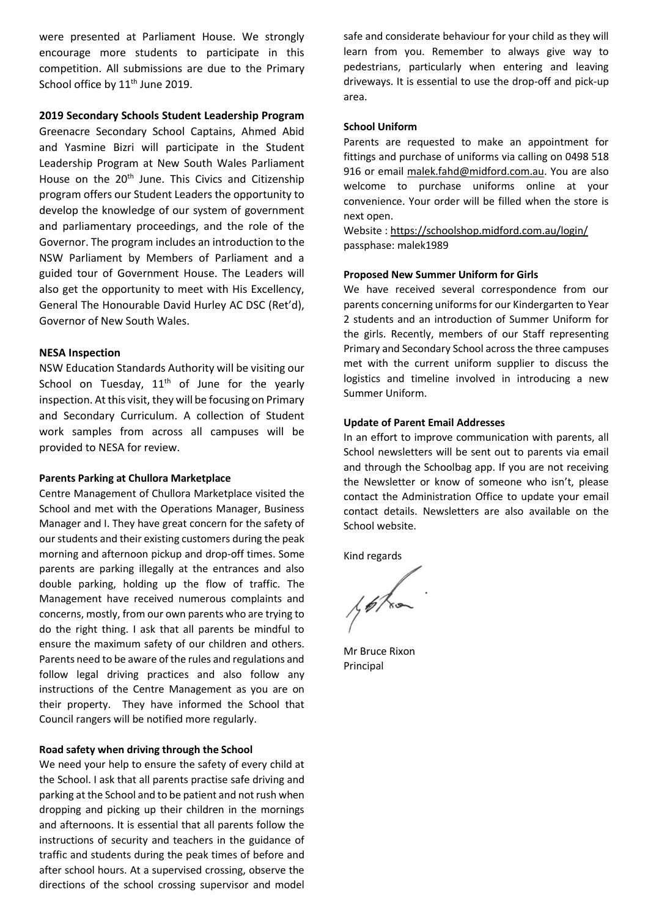were presented at Parliament House. We strongly encourage more students to participate in this competition. All submissions are due to the Primary School office by 11th June 2019.

**2019 Secondary Schools Student Leadership Program**

Greenacre Secondary School Captains, Ahmed Abid and Yasmine Bizri will participate in the Student Leadership Program at New South Wales Parliament House on the 20th June. This Civics and Citizenship program offers our Student Leaders the opportunity to develop the knowledge of our system of government and parliamentary proceedings, and the role of the Governor. The program includes an introduction to the NSW Parliament by Members of Parliament and a guided tour of Government House. The Leaders will also get the opportunity to meet with His Excellency, General The Honourable David Hurley AC DSC (Ret'd), Governor of New South Wales.

**NESA Inspection**

NSW Education Standards Authority will be visiting our School on Tuesday, 11th of June for the yearly inspection. At this visit, they will be focusing on Primary and Secondary Curriculum. A collection of Student work samples from across all campuses will be provided to NESA for review.

**Parents Parking at Chullora Marketplace**

Centre Management of Chullora Marketplace visited the School and met with the Operations Manager, Business Manager and I. They have great concern for the safety of our students and their existing customers during the peak morning and afternoon pickup and drop-off times. Some parents are parking illegally at the entrances and also double parking, holding up the flow of traffic. The Management have received numerous complaints and concerns, mostly, from our own parents who are trying to do the right thing. I ask that all parents be mindful to ensure the maximum safety of our children and others. Parents need to be aware of the rules and regulations and follow legal driving practices and also follow any instructions of the Centre Management as you are on their property. They have informed the School that Council rangers will be notified more regularly.

**Road safety when driving through the School**

We need your help to ensure the safety of every child at the School. I ask that all parents practise safe driving and parking at the School and to be patient and not rush when dropping and picking up their children in the mornings and afternoons. It is essential that all parents follow the instructions of security and teachers in the guidance of traffic and students during the peak times of before and after school hours. At a supervised crossing, observe the directions of the school crossing supervisor and model safe and considerate behaviour for your child as they will learn from you. Remember to always give way to pedestrians, particularly when entering and leaving driveways. It is essential to use the drop-off and pick-up area.

**School Uniform**

Parents are requested to make an appointment for fittings and purchase of uniforms via calling on 0498 518 916 or email malek.fahd@midford.com.au. You are also welcome to purchase uniforms online at your convenience. Your order will be filled when the store is next open.

Website : https://schoolshop.midford.com.au/login/
passphase: malek1989

**Proposed New Summer Uniform for Girls**

We have received several correspondence from our parents concerning uniforms for our Kindergarten to Year 2 students and an introduction of Summer Uniform for the girls. Recently, members of our Staff representing Primary and Secondary School across the three campuses met with the current uniform supplier to discuss the logistics and timeline involved in introducing a new Summer Uniform.

**Update of Parent Email Addresses**

In an effort to improve communication with parents, all School newsletters will be sent out to parents via email and through the Schoolbag app. If you are not receiving the Newsletter or know of someone who isn't, please contact the Administration Office to update your email contact details. Newsletters are also available on the School website.

Kind regards

Mr Bruce Rixon
Principal